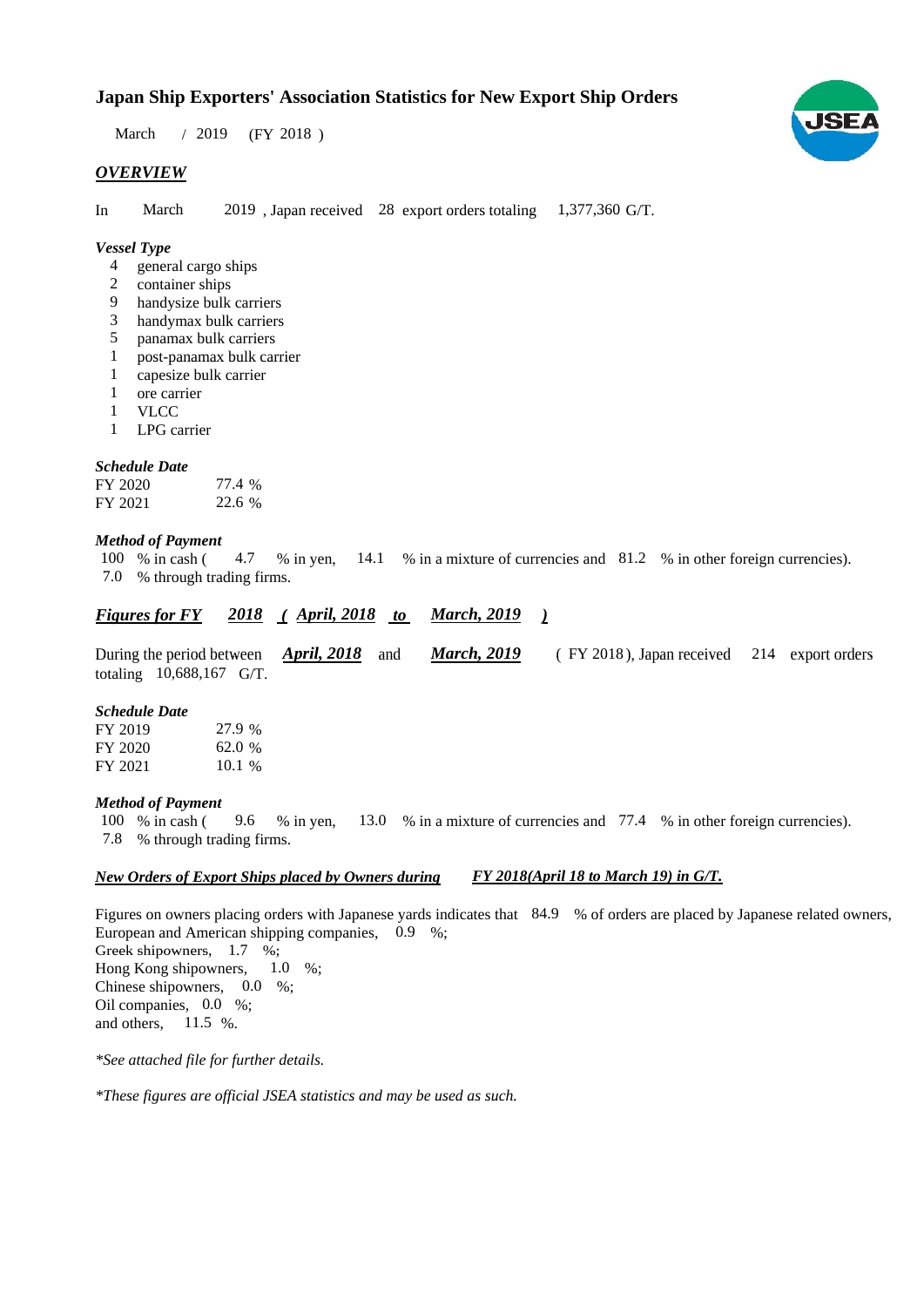# Japan Ship Exporters' Association Statistics for New Export Ship Orders

March / 2019 (FY 2018 )

## *OVERVIEW*

In March 2019 , Japan received 28 export orders totaling 1,377,360 G/T.

### *Vessel Type*

- 4 general cargo ships
- 2 container ships
- 9 handysize bulk carriers
- 3 handymax bulk carriers
- 5 panamax bulk carriers
- 1 post-panamax bulk carrier
- 1 capesize bulk carrier
- 1 ore carrier
- 1 VLCC
- 1 LPG carrier

### *Schedule Date*

| | |
|---|---|
| FY 2020 | 77.4 % |
| FY 2021 | 22.6 % |

### *Method of Payment*

100 % in cash ( 4.7 % in yen, 14.1 % in a mixture of currencies and 81.2 % in other foreign currencies).
7.0 % through trading firms.

## ***Figures for FY 2018 ( April, 2018 to March, 2019 )***

During the period between ***April, 2018*** and ***March, 2019*** ( FY 2018 ), Japan received 214 export orders totaling 10,688,167 G/T.

### *Schedule Date*

| | |
|---|---|
| FY 2019 | 27.9 % |
| FY 2020 | 62.0 % |
| FY 2021 | 10.1 % |

### *Method of Payment*

100 % in cash ( 9.6 % in yen, 13.0 % in a mixture of currencies and 77.4 % in other foreign currencies).
7.8 % through trading firms.

### ***New Orders of Export Ships placed by Owners during FY 2018(April 18 to March 19) in G/T.***

Figures on owners placing orders with Japanese yards indicates that 84.9 % of orders are placed by Japanese related owners,
European and American shipping companies, 0.9 %;
Greek shipowners, 1.7 %;
Hong Kong shipowners, 1.0 %;
Chinese shipowners, 0.0 %;
Oil companies, 0.0 %;
and others, 11.5 %.

*\*See attached file for further details.*

*\*These figures are official JSEA statistics and may be used as such.*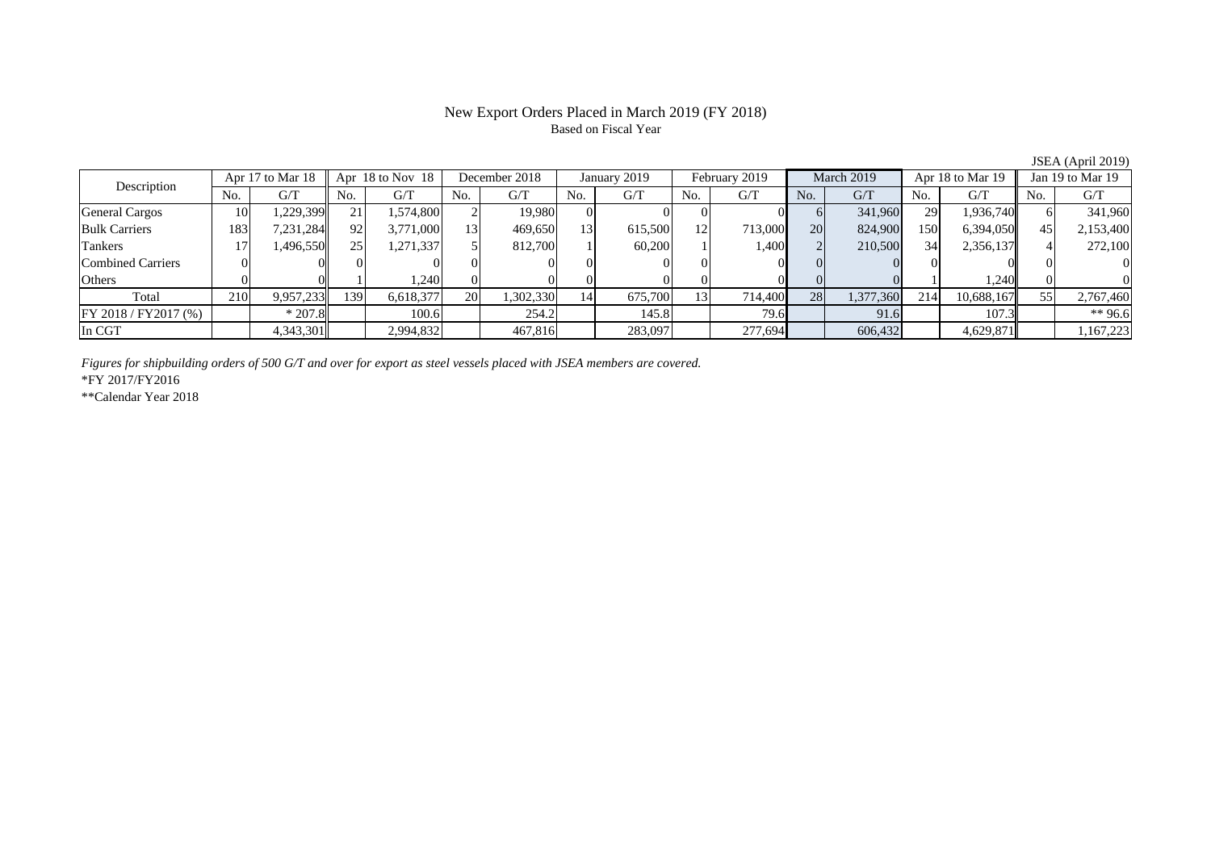# New Export Orders Placed in March 2019 (FY 2018)

Based on Fiscal Year

JSEA (April 2019)

| Description | Apr 17 to Mar 18 | | Apr 18 to Nov 18 | | December 2018 | | January 2019 | | February 2019 | | March 2019 | | Apr 18 to Mar 19 | | Jan 19 to Mar 19 | |
|---|---|---|---|---|---|---|---|---|---|---|---|---|---|---|---|---|
| | No. | G/T | No. | G/T | No. | G/T | No. | G/T | No. | G/T | No. | G/T | No. | G/T | No. | G/T |
| General Cargos | 10 | 1,229,399 | 21 | 1,574,800 | 2 | 19,980 | 0 | 0 | 0 | 0 | 6 | 341,960 | 29 | 1,936,740 | 6 | 341,960 |
| Bulk Carriers | 183 | 7,231,284 | 92 | 3,771,000 | 13 | 469,650 | 13 | 615,500 | 12 | 713,000 | 20 | 824,900 | 150 | 6,394,050 | 45 | 2,153,400 |
| Tankers | 17 | 1,496,550 | 25 | 1,271,337 | 5 | 812,700 | 1 | 60,200 | 1 | 1,400 | 2 | 210,500 | 34 | 2,356,137 | 4 | 272,100 |
| Combined Carriers | 0 | 0 | 0 | 0 | 0 | 0 | 0 | 0 | 0 | 0 | 0 | 0 | 0 | 0 | 0 | 0 |
| Others | 0 | 0 | 1 | 1,240 | 0 | 0 | 0 | 0 | 0 | 0 | 0 | 0 | 1 | 1,240 | 0 | 0 |
| Total | 210 | 9,957,233 | 139 | 6,618,377 | 20 | 1,302,330 | 14 | 675,700 | 13 | 714,400 | 28 | 1,377,360 | 214 | 10,688,167 | 55 | 2,767,460 |
| FY 2018 / FY2017 (%) | | * 207.8 | | 100.6 | | 254.2 | | 145.8 | | 79.6 | | 91.6 | | 107.3 | | ** 96.6 |
| In CGT | | 4,343,301 | | 2,994,832 | | 467,816 | | 283,097 | | 277,694 | | 606,432 | | 4,629,871 | | 1,167,223 |

*Figures for shipbuilding orders of 500 G/T and over for export as steel vessels placed with JSEA members are covered.*

*FY 2017/FY2016

**Calendar Year 2018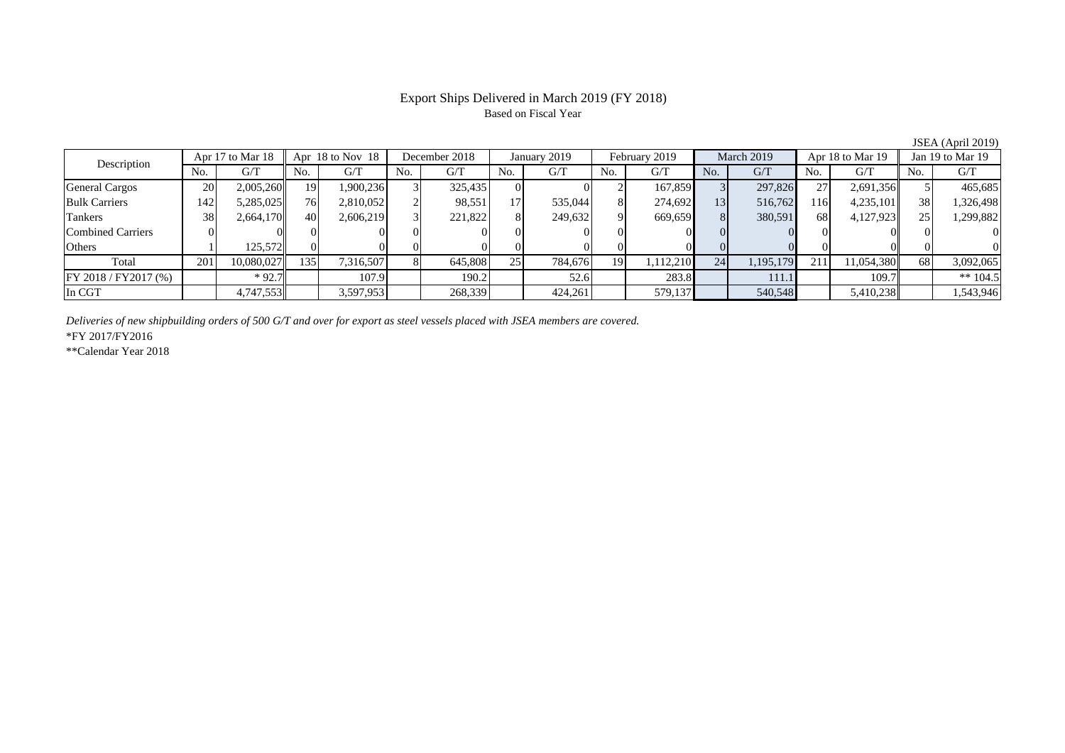# Export Ships Delivered in March 2019 (FY 2018)

Based on Fiscal Year

JSEA (April 2019)

| Description | Apr 17 to Mar 18 | | Apr 18 to Nov 18 | | December 2018 | | January 2019 | | February 2019 | | March 2019 | | Apr 18 to Mar 19 | | Jan 19 to Mar 19 | |
|---|---|---|---|---|---|---|---|---|---|---|---|---|---|---|---|---|
| | No. | G/T | No. | G/T | No. | G/T | No. | G/T | No. | G/T | No. | G/T | No. | G/T | No. | G/T |
| General Cargos | 20 | 2,005,260 | 19 | 1,900,236 | 3 | 325,435 | 0 | 0 | 2 | 167,859 | 3 | 297,826 | 27 | 2,691,356 | 5 | 465,685 |
| Bulk Carriers | 142 | 5,285,025 | 76 | 2,810,052 | 2 | 98,551 | 17 | 535,044 | 8 | 274,692 | 13 | 516,762 | 116 | 4,235,101 | 38 | 1,326,498 |
| Tankers | 38 | 2,664,170 | 40 | 2,606,219 | 3 | 221,822 | 8 | 249,632 | 9 | 669,659 | 8 | 380,591 | 68 | 4,127,923 | 25 | 1,299,882 |
| Combined Carriers | 0 | 0 | 0 | 0 | 0 | 0 | 0 | 0 | 0 | 0 | 0 | 0 | 0 | 0 | 0 | 0 |
| Others | 1 | 125,572 | 0 | 0 | 0 | 0 | 0 | 0 | 0 | 0 | 0 | 0 | 0 | 0 | 0 | 0 |
| Total | 201 | 10,080,027 | 135 | 7,316,507 | 8 | 645,808 | 25 | 784,676 | 19 | 1,112,210 | 24 | 1,195,179 | 211 | 11,054,380 | 68 | 3,092,065 |
| FY 2018 / FY2017 (%) | | * 92.7 | | 107.9 | | 190.2 | | 52.6 | | 283.8 | | 111.1 | | 109.7 | | ** 104.5 |
| In CGT | | 4,747,553 | | 3,597,953 | | 268,339 | | 424,261 | | 579,137 | | 540,548 | | 5,410,238 | | 1,543,946 |

*Deliveries of new shipbuilding orders of 500 G/T and over for export as steel vessels placed with JSEA members are covered.*

*FY 2017/FY2016

**Calendar Year 2018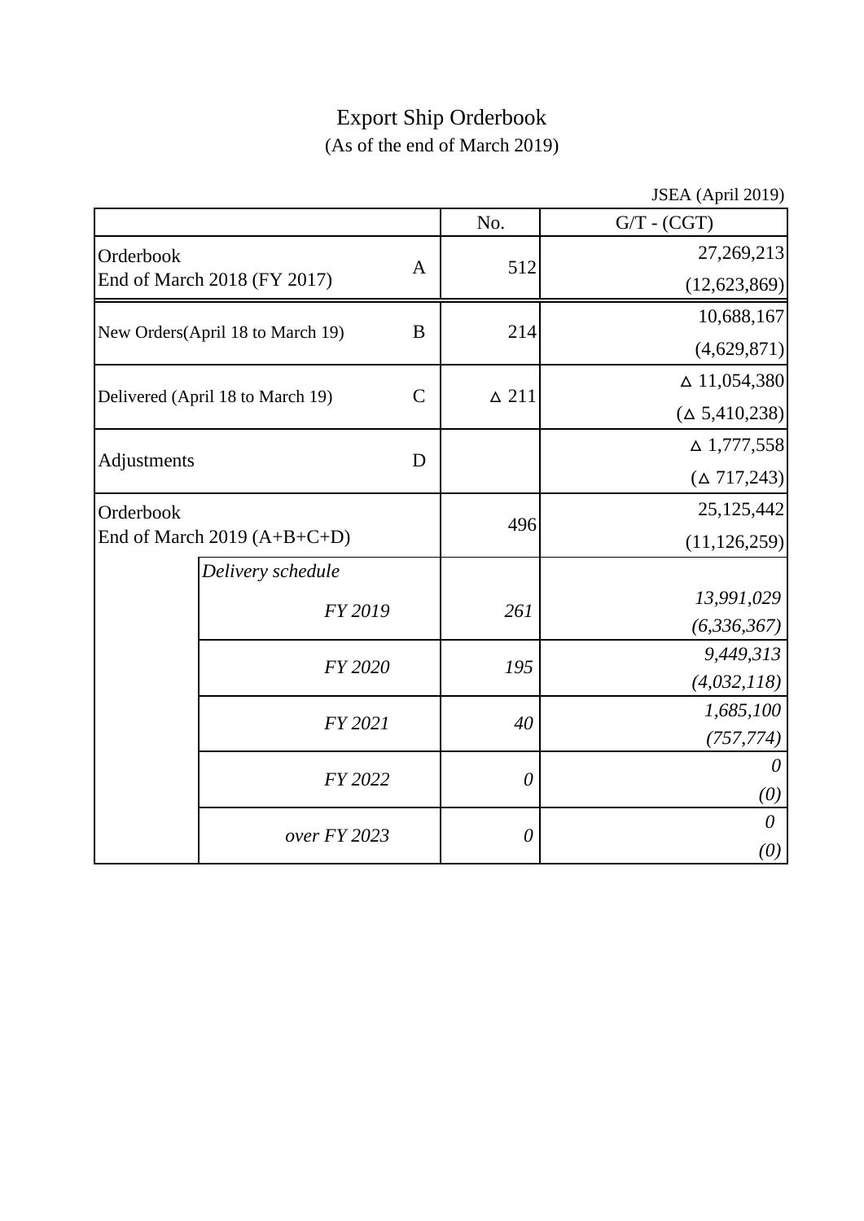# Export Ship Orderbook

(As of the end of March 2019)

JSEA (April 2019)

| | | | No. | G/T - (CGT) |
|---|---|---|---|---|
| Orderbook<br>End of March 2018 (FY 2017) | | A | 512 | 27,269,213<br>(12,623,869) |
| New Orders(April 18 to March 19) | | B | 214 | 10,688,167<br>(4,629,871) |
| Delivered (April 18 to March 19) | | C | ∆ 211 | ∆ 11,054,380<br>(∆ 5,410,238) |
| Adjustments | | D | | ∆ 1,777,558<br>(∆ 717,243) |
| Orderbook<br>End of March 2019 (A+B+C+D) | | | 496 | 25,125,442<br>(11,126,259) |
| | *Delivery schedule*<br>*FY 2019* | | *261* | *13,991,029*<br>*(6,336,367)* |
| | *FY 2020* | | *195* | *9,449,313*<br>*(4,032,118)* |
| | *FY 2021* | | *40* | *1,685,100*<br>*(757,774)* |
| | *FY 2022* | | *0* | *0*<br>*(0)* |
| | *over FY 2023* | | *0* | *0*<br>*(0)* |